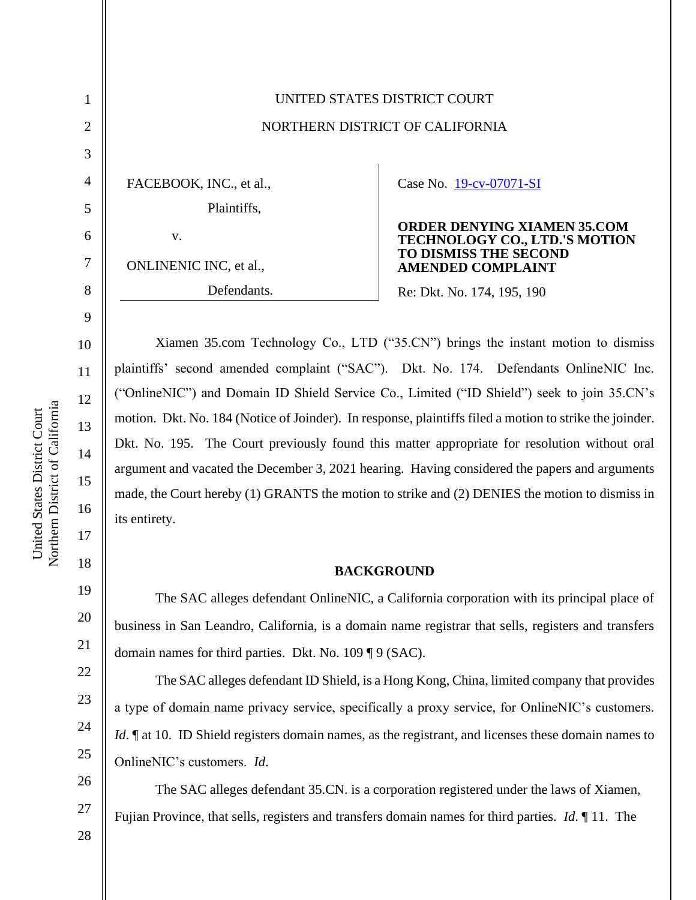UNITED STATES DISTRICT COURT

NORTHERN DISTRICT OF CALIFORNIA

| | |
|---|---|
| FACEBOOK, INC., et al.,<br>Plaintiffs,<br>v.<br>ONLINENIC INC, et al.,<br>Defendants. | Case No. 19-cv-07071-SI<br><br>**ORDER DENYING XIAMEN 35.COM TECHNOLOGY CO., LTD.'S MOTION TO DISMISS THE SECOND AMENDED COMPLAINT**<br><br>Re: Dkt. No. 174, 195, 190 |

Xiamen 35.com Technology Co., LTD ("35.CN") brings the instant motion to dismiss plaintiffs' second amended complaint ("SAC"). Dkt. No. 174. Defendants OnlineNIC Inc. ("OnlineNIC") and Domain ID Shield Service Co., Limited ("ID Shield") seek to join 35.CN's motion. Dkt. No. 184 (Notice of Joinder). In response, plaintiffs filed a motion to strike the joinder. Dkt. No. 195. The Court previously found this matter appropriate for resolution without oral argument and vacated the December 3, 2021 hearing. Having considered the papers and arguments made, the Court hereby (1) GRANTS the motion to strike and (2) DENIES the motion to dismiss in its entirety.

## BACKGROUND

The SAC alleges defendant OnlineNIC, a California corporation with its principal place of business in San Leandro, California, is a domain name registrar that sells, registers and transfers domain names for third parties. Dkt. No. 109 ¶ 9 (SAC).

The SAC alleges defendant ID Shield, is a Hong Kong, China, limited company that provides a type of domain name privacy service, specifically a proxy service, for OnlineNIC's customers. *Id*. ¶ at 10. ID Shield registers domain names, as the registrant, and licenses these domain names to OnlineNIC's customers. *Id.*

The SAC alleges defendant 35.CN. is a corporation registered under the laws of Xiamen, Fujian Province, that sells, registers and transfers domain names for third parties. *Id*. ¶ 11. The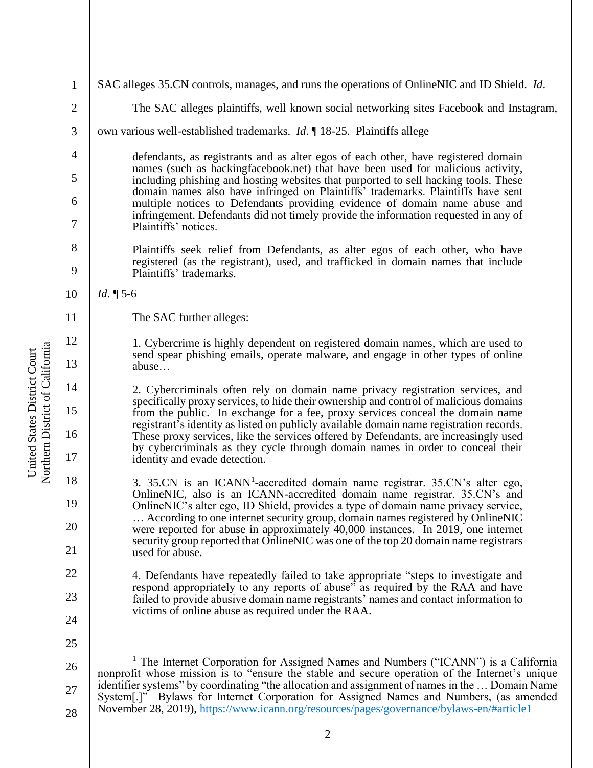SAC alleges 35.CN controls, manages, and runs the operations of OnlineNIC and ID Shield. *Id*.

The SAC alleges plaintiffs, well known social networking sites Facebook and Instagram, own various well-established trademarks. *Id*. ¶ 18-25. Plaintiffs allege

> defendants, as registrants and as alter egos of each other, have registered domain names (such as hackingfacebook.net) that have been used for malicious activity, including phishing and hosting websites that purported to sell hacking tools. These domain names also have infringed on Plaintiffs' trademarks. Plaintiffs have sent multiple notices to Defendants providing evidence of domain name abuse and infringement. Defendants did not timely provide the information requested in any of Plaintiffs' notices.
>
> Plaintiffs seek relief from Defendants, as alter egos of each other, who have registered (as the registrant), used, and trafficked in domain names that include Plaintiffs' trademarks.

*Id*. ¶ 5-6

The SAC further alleges:

> 1. Cybercrime is highly dependent on registered domain names, which are used to send spear phishing emails, operate malware, and engage in other types of online abuse…
>
> 2. Cybercriminals often rely on domain name privacy registration services, and specifically proxy services, to hide their ownership and control of malicious domains from the public. In exchange for a fee, proxy services conceal the domain name registrant's identity as listed on publicly available domain name registration records. These proxy services, like the services offered by Defendants, are increasingly used by cybercriminals as they cycle through domain names in order to conceal their identity and evade detection.
>
> 3. 35.CN is an ICANN[1]-accredited domain name registrar. 35.CN's alter ego, OnlineNIC, also is an ICANN-accredited domain name registrar. 35.CN's and OnlineNIC's alter ego, ID Shield, provides a type of domain name privacy service, … According to one internet security group, domain names registered by OnlineNIC were reported for abuse in approximately 40,000 instances. In 2019, one internet security group reported that OnlineNIC was one of the top 20 domain name registrars used for abuse.
>
> 4. Defendants have repeatedly failed to take appropriate "steps to investigate and respond appropriately to any reports of abuse" as required by the RAA and have failed to provide abusive domain name registrants' names and contact information to victims of online abuse as required under the RAA.

---

[1] The Internet Corporation for Assigned Names and Numbers ("ICANN") is a California nonprofit whose mission is to "ensure the stable and secure operation of the Internet's unique identifier systems" by coordinating "the allocation and assignment of names in the … Domain Name System[.]" Bylaws for Internet Corporation for Assigned Names and Numbers, (as amended November 28, 2019), https://www.icann.org/resources/pages/governance/bylaws-en/#article1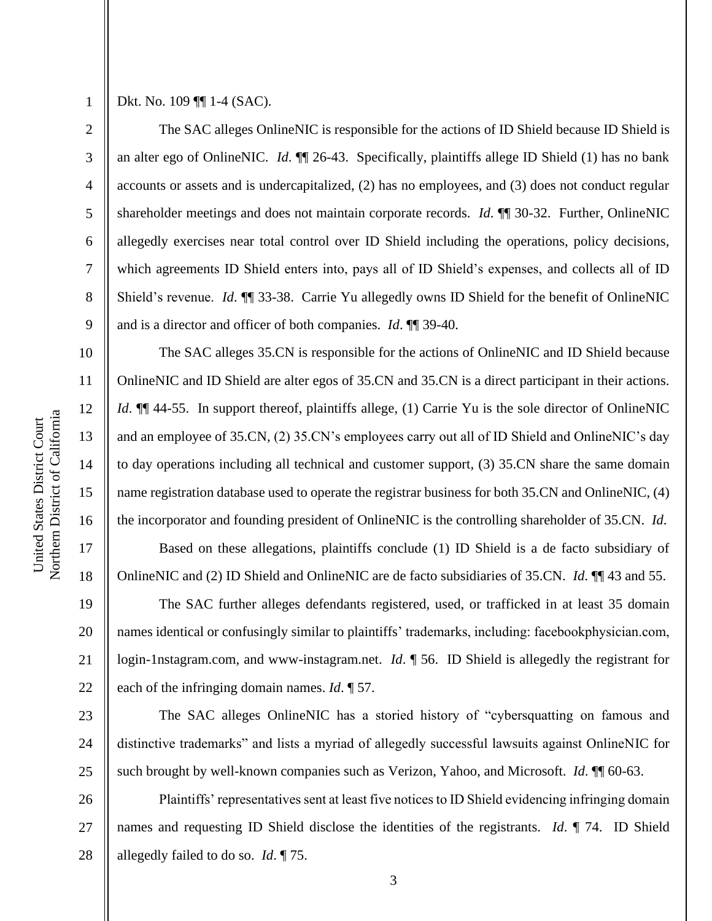Dkt. No. 109 ¶¶ 1-4 (SAC).

The SAC alleges OnlineNIC is responsible for the actions of ID Shield because ID Shield is an alter ego of OnlineNIC. *Id*. ¶¶ 26-43. Specifically, plaintiffs allege ID Shield (1) has no bank accounts or assets and is undercapitalized, (2) has no employees, and (3) does not conduct regular shareholder meetings and does not maintain corporate records. *Id*. ¶¶ 30-32. Further, OnlineNIC allegedly exercises near total control over ID Shield including the operations, policy decisions, which agreements ID Shield enters into, pays all of ID Shield's expenses, and collects all of ID Shield's revenue. *Id*. ¶¶ 33-38. Carrie Yu allegedly owns ID Shield for the benefit of OnlineNIC and is a director and officer of both companies. *Id*. ¶¶ 39-40.

The SAC alleges 35.CN is responsible for the actions of OnlineNIC and ID Shield because OnlineNIC and ID Shield are alter egos of 35.CN and 35.CN is a direct participant in their actions. *Id*. ¶¶ 44-55. In support thereof, plaintiffs allege, (1) Carrie Yu is the sole director of OnlineNIC and an employee of 35.CN, (2) 35.CN's employees carry out all of ID Shield and OnlineNIC's day to day operations including all technical and customer support, (3) 35.CN share the same domain name registration database used to operate the registrar business for both 35.CN and OnlineNIC, (4) the incorporator and founding president of OnlineNIC is the controlling shareholder of 35.CN. *Id.*

Based on these allegations, plaintiffs conclude (1) ID Shield is a de facto subsidiary of OnlineNIC and (2) ID Shield and OnlineNIC are de facto subsidiaries of 35.CN. *Id*. ¶¶ 43 and 55.

The SAC further alleges defendants registered, used, or trafficked in at least 35 domain names identical or confusingly similar to plaintiffs' trademarks, including: facebookphysician.com, login-1nstagram.com, and www-instagram.net. *Id*. ¶ 56. ID Shield is allegedly the registrant for each of the infringing domain names. *Id*. ¶ 57.

The SAC alleges OnlineNIC has a storied history of "cybersquatting on famous and distinctive trademarks" and lists a myriad of allegedly successful lawsuits against OnlineNIC for such brought by well-known companies such as Verizon, Yahoo, and Microsoft. *Id*. ¶¶ 60-63.

Plaintiffs' representatives sent at least five notices to ID Shield evidencing infringing domain names and requesting ID Shield disclose the identities of the registrants. *Id*. ¶ 74. ID Shield allegedly failed to do so. *Id*. ¶ 75.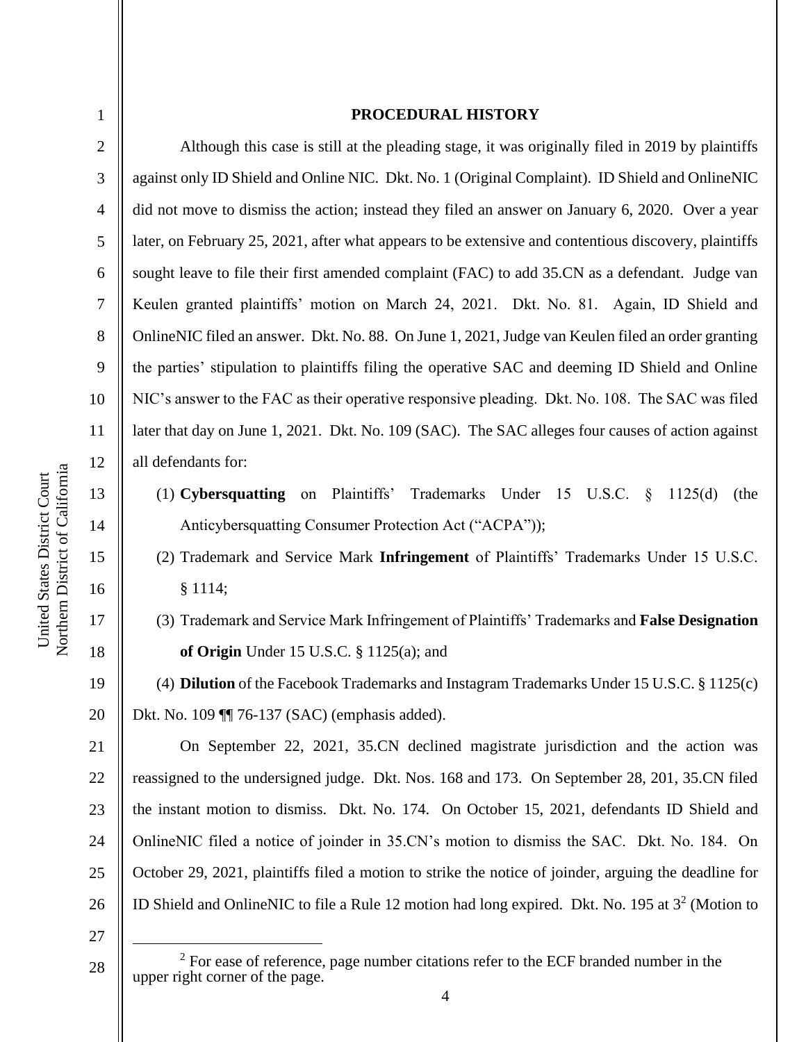## PROCEDURAL HISTORY

Although this case is still at the pleading stage, it was originally filed in 2019 by plaintiffs against only ID Shield and Online NIC. Dkt. No. 1 (Original Complaint). ID Shield and OnlineNIC did not move to dismiss the action; instead they filed an answer on January 6, 2020. Over a year later, on February 25, 2021, after what appears to be extensive and contentious discovery, plaintiffs sought leave to file their first amended complaint (FAC) to add 35.CN as a defendant. Judge van Keulen granted plaintiffs' motion on March 24, 2021. Dkt. No. 81. Again, ID Shield and OnlineNIC filed an answer. Dkt. No. 88. On June 1, 2021, Judge van Keulen filed an order granting the parties' stipulation to plaintiffs filing the operative SAC and deeming ID Shield and Online NIC's answer to the FAC as their operative responsive pleading. Dkt. No. 108. The SAC was filed later that day on June 1, 2021. Dkt. No. 109 (SAC). The SAC alleges four causes of action against all defendants for:

(1) **Cybersquatting** on Plaintiffs' Trademarks Under 15 U.S.C. § 1125(d) (the Anticybersquatting Consumer Protection Act ("ACPA"));

(2) Trademark and Service Mark **Infringement** of Plaintiffs' Trademarks Under 15 U.S.C. § 1114;

(3) Trademark and Service Mark Infringement of Plaintiffs' Trademarks and **False Designation of Origin** Under 15 U.S.C. § 1125(a); and

(4) **Dilution** of the Facebook Trademarks and Instagram Trademarks Under 15 U.S.C. § 1125(c) Dkt. No. 109 ¶¶ 76-137 (SAC) (emphasis added).

On September 22, 2021, 35.CN declined magistrate jurisdiction and the action was reassigned to the undersigned judge. Dkt. Nos. 168 and 173. On September 28, 201, 35.CN filed the instant motion to dismiss. Dkt. No. 174. On October 15, 2021, defendants ID Shield and OnlineNIC filed a notice of joinder in 35.CN's motion to dismiss the SAC. Dkt. No. 184. On October 29, 2021, plaintiffs filed a motion to strike the notice of joinder, arguing the deadline for ID Shield and OnlineNIC to file a Rule 12 motion had long expired. Dkt. No. 195 at 3[2] (Motion to

[2] For ease of reference, page number citations refer to the ECF branded number in the upper right corner of the page.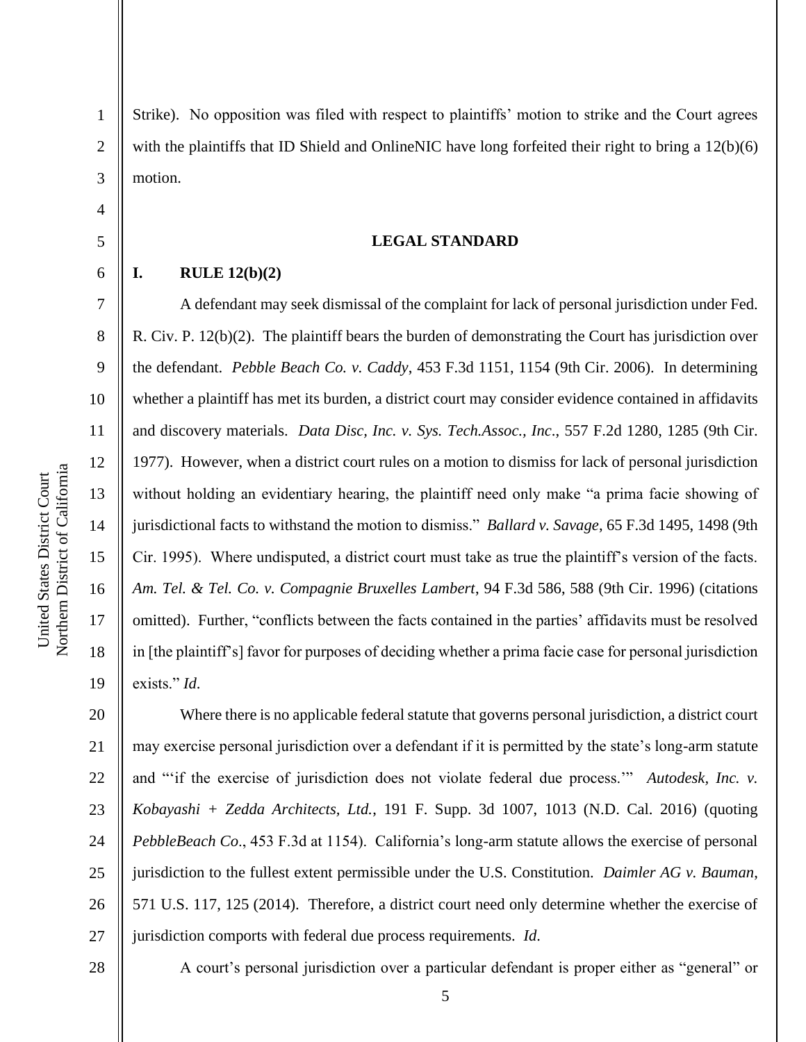Strike). No opposition was filed with respect to plaintiffs' motion to strike and the Court agrees with the plaintiffs that ID Shield and OnlineNIC have long forfeited their right to bring a 12(b)(6) motion.

## LEGAL STANDARD

### I. RULE 12(b)(2)

A defendant may seek dismissal of the complaint for lack of personal jurisdiction under Fed. R. Civ. P. 12(b)(2). The plaintiff bears the burden of demonstrating the Court has jurisdiction over the defendant. *Pebble Beach Co. v. Caddy*, 453 F.3d 1151, 1154 (9th Cir. 2006). In determining whether a plaintiff has met its burden, a district court may consider evidence contained in affidavits and discovery materials. *Data Disc, Inc. v. Sys. Tech.Assoc., Inc*., 557 F.2d 1280, 1285 (9th Cir. 1977). However, when a district court rules on a motion to dismiss for lack of personal jurisdiction without holding an evidentiary hearing, the plaintiff need only make "a prima facie showing of jurisdictional facts to withstand the motion to dismiss." *Ballard v. Savage*, 65 F.3d 1495, 1498 (9th Cir. 1995). Where undisputed, a district court must take as true the plaintiff's version of the facts. *Am. Tel. & Tel. Co. v. Compagnie Bruxelles Lambert*, 94 F.3d 586, 588 (9th Cir. 1996) (citations omitted). Further, "conflicts between the facts contained in the parties' affidavits must be resolved in [the plaintiff's] favor for purposes of deciding whether a prima facie case for personal jurisdiction exists." *Id*.

Where there is no applicable federal statute that governs personal jurisdiction, a district court may exercise personal jurisdiction over a defendant if it is permitted by the state's long-arm statute and "'if the exercise of jurisdiction does not violate federal due process.'" *Autodesk, Inc. v. Kobayashi + Zedda Architects, Ltd.*, 191 F. Supp. 3d 1007, 1013 (N.D. Cal. 2016) (quoting *PebbleBeach Co*., 453 F.3d at 1154). California's long-arm statute allows the exercise of personal jurisdiction to the fullest extent permissible under the U.S. Constitution. *Daimler AG v. Bauman*, 571 U.S. 117, 125 (2014). Therefore, a district court need only determine whether the exercise of jurisdiction comports with federal due process requirements. *Id*.

A court's personal jurisdiction over a particular defendant is proper either as "general" or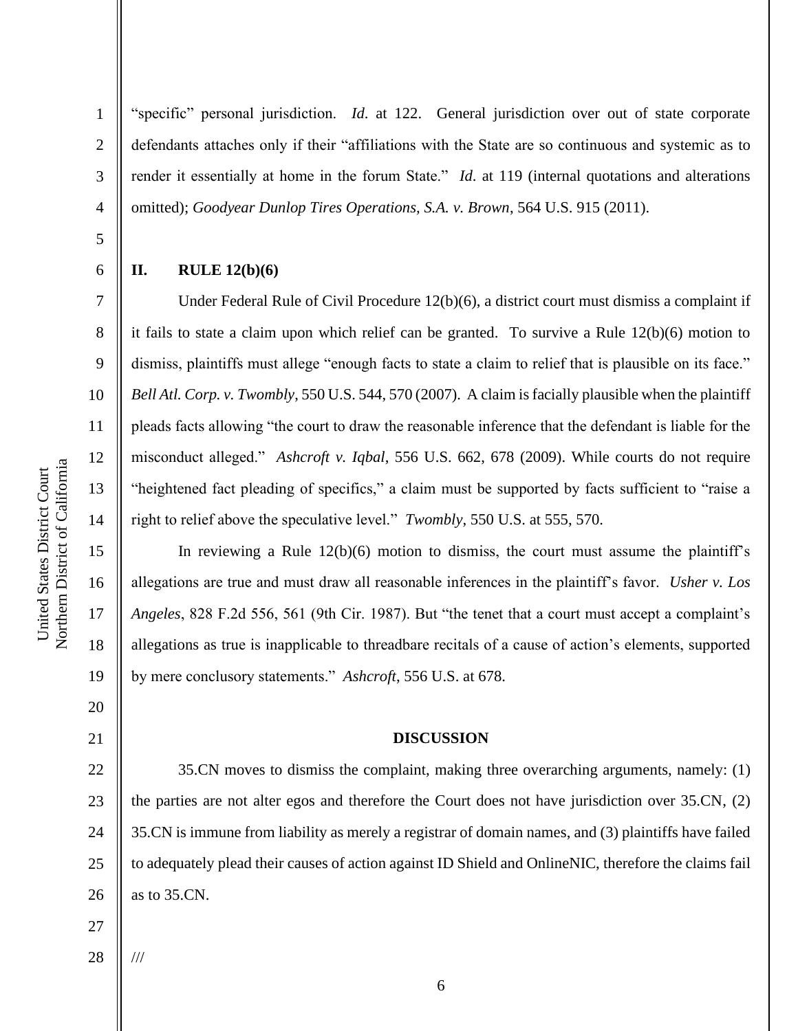"specific" personal jurisdiction. *Id.* at 122. General jurisdiction over out of state corporate defendants attaches only if their "affiliations with the State are so continuous and systemic as to render it essentially at home in the forum State." *Id.* at 119 (internal quotations and alterations omitted); *Goodyear Dunlop Tires Operations, S.A. v. Brown*, 564 U.S. 915 (2011).

## II. RULE 12(b)(6)

Under Federal Rule of Civil Procedure 12(b)(6), a district court must dismiss a complaint if it fails to state a claim upon which relief can be granted. To survive a Rule 12(b)(6) motion to dismiss, plaintiffs must allege "enough facts to state a claim to relief that is plausible on its face." *Bell Atl. Corp. v. Twombly*, 550 U.S. 544, 570 (2007). A claim is facially plausible when the plaintiff pleads facts allowing "the court to draw the reasonable inference that the defendant is liable for the misconduct alleged." *Ashcroft v. Iqbal*, 556 U.S. 662, 678 (2009). While courts do not require "heightened fact pleading of specifics," a claim must be supported by facts sufficient to "raise a right to relief above the speculative level." *Twombly*, 550 U.S. at 555, 570.

In reviewing a Rule 12(b)(6) motion to dismiss, the court must assume the plaintiff's allegations are true and must draw all reasonable inferences in the plaintiff's favor. *Usher v. Los Angeles*, 828 F.2d 556, 561 (9th Cir. 1987). But "the tenet that a court must accept a complaint's allegations as true is inapplicable to threadbare recitals of a cause of action's elements, supported by mere conclusory statements." *Ashcroft*, 556 U.S. at 678.

## DISCUSSION

35.CN moves to dismiss the complaint, making three overarching arguments, namely: (1) the parties are not alter egos and therefore the Court does not have jurisdiction over 35.CN, (2) 35.CN is immune from liability as merely a registrar of domain names, and (3) plaintiffs have failed to adequately plead their causes of action against ID Shield and OnlineNIC, therefore the claims fail as to 35.CN.

///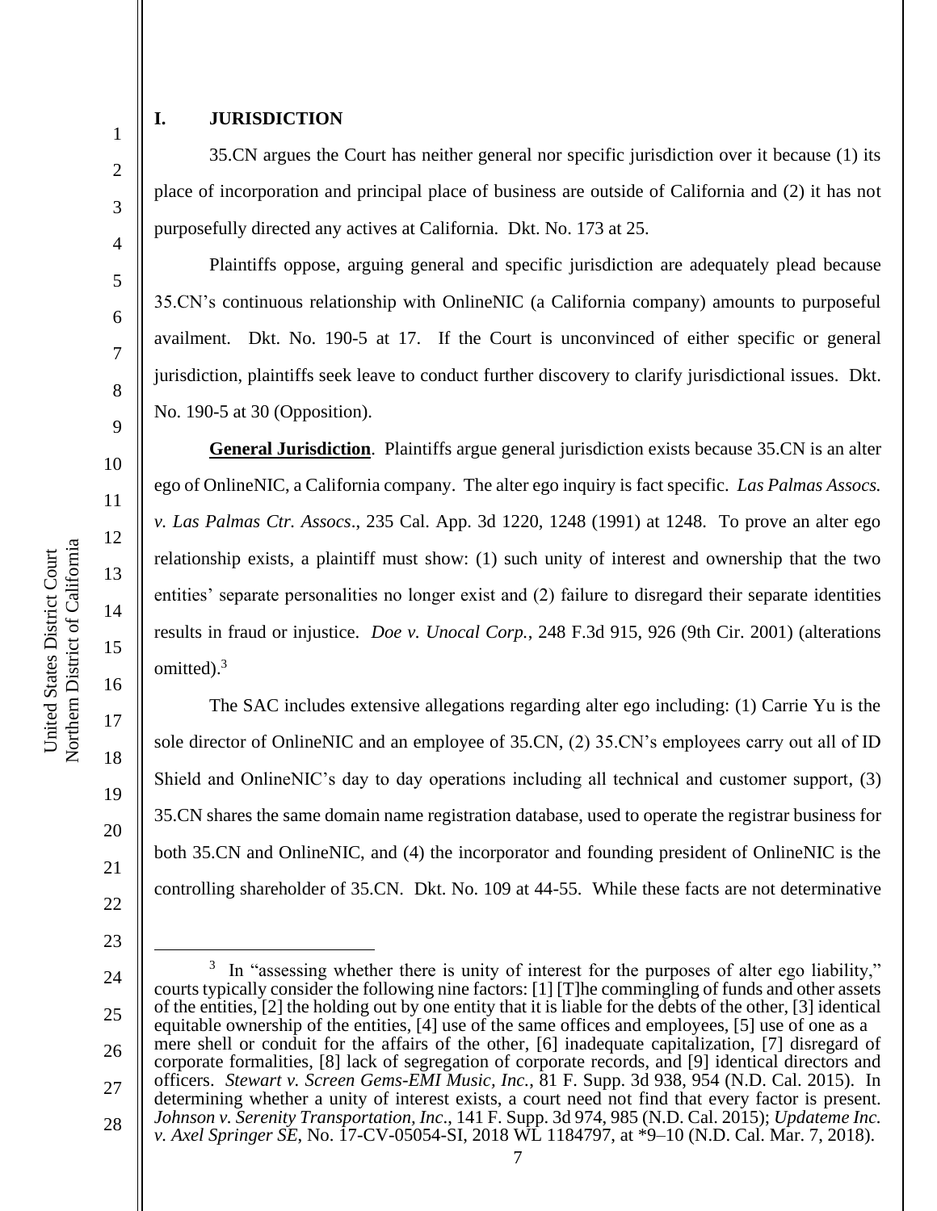## I. JURISDICTION

35.CN argues the Court has neither general nor specific jurisdiction over it because (1) its place of incorporation and principal place of business are outside of California and (2) it has not purposefully directed any actives at California. Dkt. No. 173 at 25.

Plaintiffs oppose, arguing general and specific jurisdiction are adequately plead because 35.CN's continuous relationship with OnlineNIC (a California company) amounts to purposeful availment. Dkt. No. 190-5 at 17. If the Court is unconvinced of either specific or general jurisdiction, plaintiffs seek leave to conduct further discovery to clarify jurisdictional issues. Dkt. No. 190-5 at 30 (Opposition).

**General Jurisdiction**. Plaintiffs argue general jurisdiction exists because 35.CN is an alter ego of OnlineNIC, a California company. The alter ego inquiry is fact specific. *Las Palmas Assocs. v. Las Palmas Ctr. Assocs*., 235 Cal. App. 3d 1220, 1248 (1991) at 1248. To prove an alter ego relationship exists, a plaintiff must show: (1) such unity of interest and ownership that the two entities' separate personalities no longer exist and (2) failure to disregard their separate identities results in fraud or injustice. *Doe v. Unocal Corp.*, 248 F.3d 915, 926 (9th Cir. 2001) (alterations omitted).[3]

The SAC includes extensive allegations regarding alter ego including: (1) Carrie Yu is the sole director of OnlineNIC and an employee of 35.CN, (2) 35.CN's employees carry out all of ID Shield and OnlineNIC's day to day operations including all technical and customer support, (3) 35.CN shares the same domain name registration database, used to operate the registrar business for both 35.CN and OnlineNIC, and (4) the incorporator and founding president of OnlineNIC is the controlling shareholder of 35.CN. Dkt. No. 109 at 44-55. While these facts are not determinative

---

[3] In "assessing whether there is unity of interest for the purposes of alter ego liability," courts typically consider the following nine factors: [1] [T]he commingling of funds and other assets of the entities, [2] the holding out by one entity that it is liable for the debts of the other, [3] identical equitable ownership of the entities, [4] use of the same offices and employees, [5] use of one as a mere shell or conduit for the affairs of the other, [6] inadequate capitalization, [7] disregard of corporate formalities, [8] lack of segregation of corporate records, and [9] identical directors and officers. *Stewart v. Screen Gems-EMI Music, Inc.*, 81 F. Supp. 3d 938, 954 (N.D. Cal. 2015). In determining whether a unity of interest exists, a court need not find that every factor is present. *Johnson v. Serenity Transportation, Inc*., 141 F. Supp. 3d 974, 985 (N.D. Cal. 2015); *Updateme Inc. v. Axel Springer SE*, No. 17-CV-05054-SI, 2018 WL 1184797, at *9–10 (N.D. Cal. Mar. 7, 2018).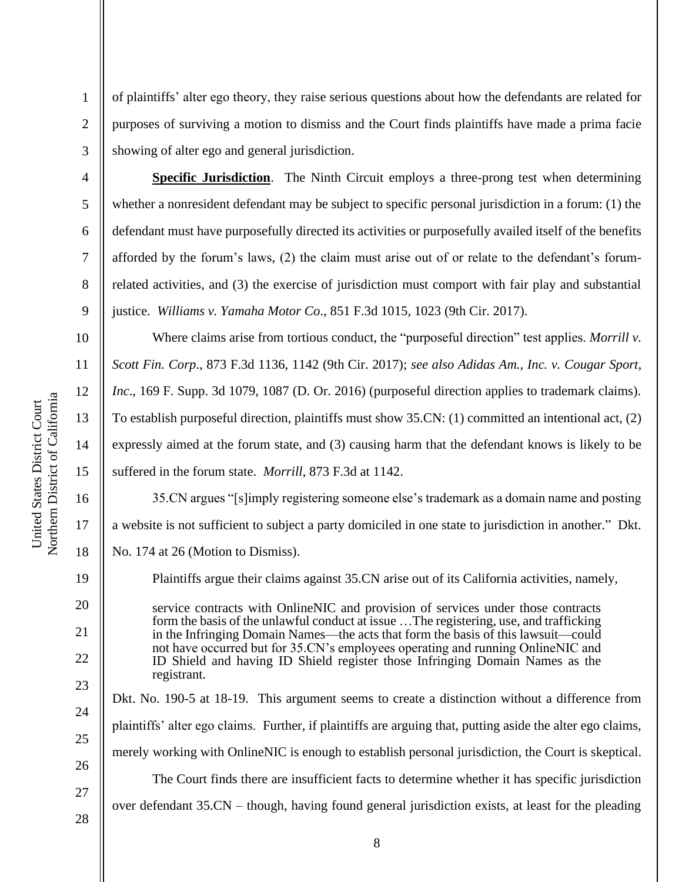of plaintiffs' alter ego theory, they raise serious questions about how the defendants are related for purposes of surviving a motion to dismiss and the Court finds plaintiffs have made a prima facie showing of alter ego and general jurisdiction.

**Specific Jurisdiction**. The Ninth Circuit employs a three-prong test when determining whether a nonresident defendant may be subject to specific personal jurisdiction in a forum: (1) the defendant must have purposefully directed its activities or purposefully availed itself of the benefits afforded by the forum's laws, (2) the claim must arise out of or relate to the defendant's forum-related activities, and (3) the exercise of jurisdiction must comport with fair play and substantial justice. *Williams v. Yamaha Motor Co*., 851 F.3d 1015, 1023 (9th Cir. 2017).

Where claims arise from tortious conduct, the "purposeful direction" test applies. *Morrill v. Scott Fin. Corp*., 873 F.3d 1136, 1142 (9th Cir. 2017); *see also Adidas Am., Inc. v. Cougar Sport, Inc*., 169 F. Supp. 3d 1079, 1087 (D. Or. 2016) (purposeful direction applies to trademark claims). To establish purposeful direction, plaintiffs must show 35.CN: (1) committed an intentional act, (2) expressly aimed at the forum state, and (3) causing harm that the defendant knows is likely to be suffered in the forum state. *Morrill*, 873 F.3d at 1142.

35.CN argues "[s]imply registering someone else's trademark as a domain name and posting a website is not sufficient to subject a party domiciled in one state to jurisdiction in another." Dkt. No. 174 at 26 (Motion to Dismiss).

Plaintiffs argue their claims against 35.CN arise out of its California activities, namely,

> service contracts with OnlineNIC and provision of services under those contracts form the basis of the unlawful conduct at issue …The registering, use, and trafficking in the Infringing Domain Names—the acts that form the basis of this lawsuit—could not have occurred but for 35.CN's employees operating and running OnlineNIC and ID Shield and having ID Shield register those Infringing Domain Names as the registrant.

Dkt. No. 190-5 at 18-19. This argument seems to create a distinction without a difference from plaintiffs' alter ego claims. Further, if plaintiffs are arguing that, putting aside the alter ego claims, merely working with OnlineNIC is enough to establish personal jurisdiction, the Court is skeptical.

The Court finds there are insufficient facts to determine whether it has specific jurisdiction over defendant 35.CN – though, having found general jurisdiction exists, at least for the pleading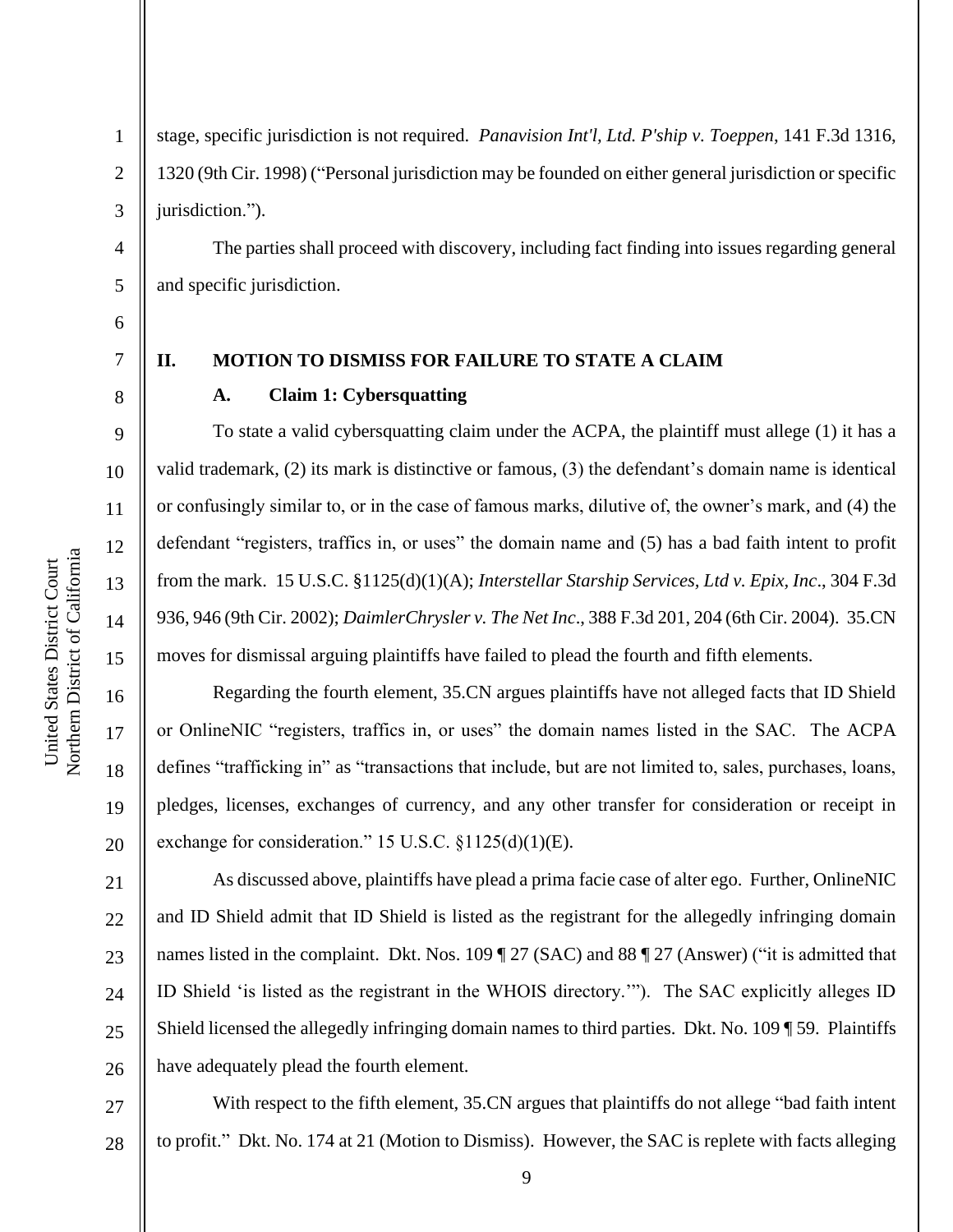stage, specific jurisdiction is not required. *Panavision Int'l, Ltd. P'ship v. Toeppen*, 141 F.3d 1316, 1320 (9th Cir. 1998) ("Personal jurisdiction may be founded on either general jurisdiction or specific jurisdiction.").

The parties shall proceed with discovery, including fact finding into issues regarding general and specific jurisdiction.

## II. MOTION TO DISMISS FOR FAILURE TO STATE A CLAIM

### A. Claim 1: Cybersquatting

To state a valid cybersquatting claim under the ACPA, the plaintiff must allege (1) it has a valid trademark, (2) its mark is distinctive or famous, (3) the defendant's domain name is identical or confusingly similar to, or in the case of famous marks, dilutive of, the owner's mark, and (4) the defendant "registers, traffics in, or uses" the domain name and (5) has a bad faith intent to profit from the mark. 15 U.S.C. §1125(d)(1)(A); *Interstellar Starship Services, Ltd v. Epix, Inc*., 304 F.3d 936, 946 (9th Cir. 2002); *DaimlerChrysler v. The Net Inc*., 388 F.3d 201, 204 (6th Cir. 2004). 35.CN moves for dismissal arguing plaintiffs have failed to plead the fourth and fifth elements.

Regarding the fourth element, 35.CN argues plaintiffs have not alleged facts that ID Shield or OnlineNIC "registers, traffics in, or uses" the domain names listed in the SAC. The ACPA defines "trafficking in" as "transactions that include, but are not limited to, sales, purchases, loans, pledges, licenses, exchanges of currency, and any other transfer for consideration or receipt in exchange for consideration." 15 U.S.C. §1125(d)(1)(E).

As discussed above, plaintiffs have plead a prima facie case of alter ego. Further, OnlineNIC and ID Shield admit that ID Shield is listed as the registrant for the allegedly infringing domain names listed in the complaint. Dkt. Nos. 109 ¶ 27 (SAC) and 88 ¶ 27 (Answer) ("it is admitted that ID Shield 'is listed as the registrant in the WHOIS directory.'"). The SAC explicitly alleges ID Shield licensed the allegedly infringing domain names to third parties. Dkt. No. 109 ¶ 59. Plaintiffs have adequately plead the fourth element.

With respect to the fifth element, 35.CN argues that plaintiffs do not allege "bad faith intent to profit." Dkt. No. 174 at 21 (Motion to Dismiss). However, the SAC is replete with facts alleging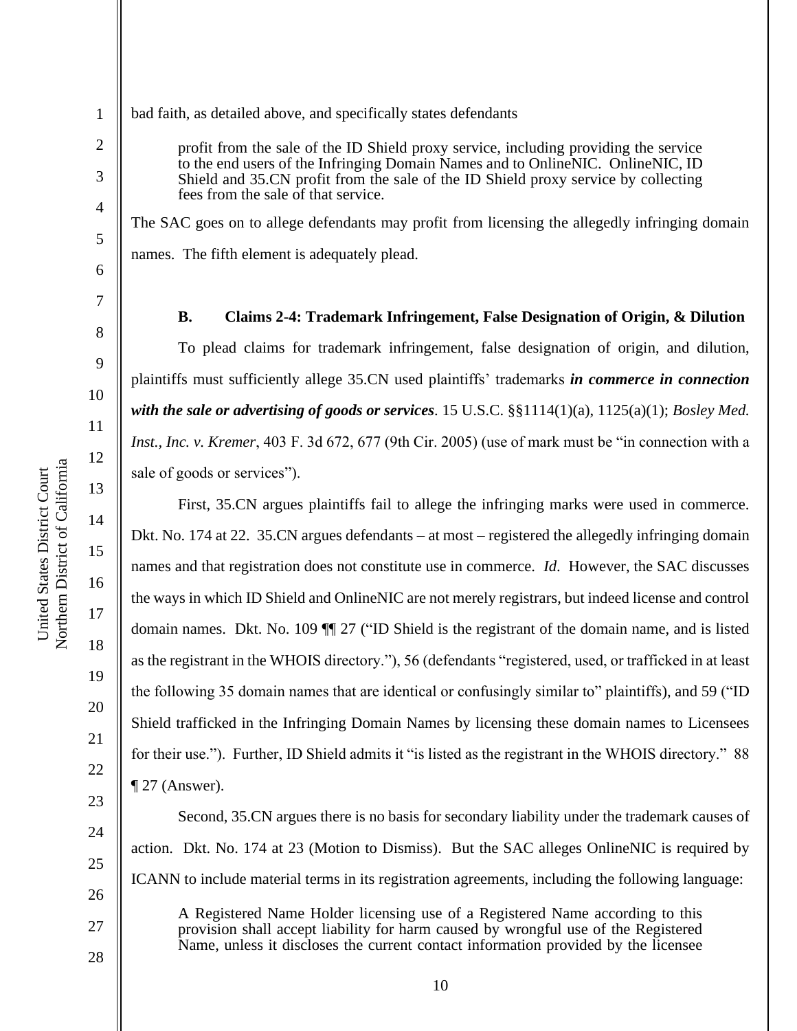bad faith, as detailed above, and specifically states defendants

> profit from the sale of the ID Shield proxy service, including providing the service to the end users of the Infringing Domain Names and to OnlineNIC. OnlineNIC, ID Shield and 35.CN profit from the sale of the ID Shield proxy service by collecting fees from the sale of that service.

The SAC goes on to allege defendants may profit from licensing the allegedly infringing domain names. The fifth element is adequately plead.

### B. Claims 2-4: Trademark Infringement, False Designation of Origin, & Dilution

To plead claims for trademark infringement, false designation of origin, and dilution, plaintiffs must sufficiently allege 35.CN used plaintiffs' trademarks ***in commerce in connection with the sale or advertising of goods or services***. 15 U.S.C. §§1114(1)(a), 1125(a)(1); *Bosley Med. Inst., Inc. v. Kremer*, 403 F. 3d 672, 677 (9th Cir. 2005) (use of mark must be "in connection with a sale of goods or services").

First, 35.CN argues plaintiffs fail to allege the infringing marks were used in commerce. Dkt. No. 174 at 22. 35.CN argues defendants – at most – registered the allegedly infringing domain names and that registration does not constitute use in commerce. *Id*. However, the SAC discusses the ways in which ID Shield and OnlineNIC are not merely registrars, but indeed license and control domain names. Dkt. No. 109 ¶¶ 27 ("ID Shield is the registrant of the domain name, and is listed as the registrant in the WHOIS directory."), 56 (defendants "registered, used, or trafficked in at least the following 35 domain names that are identical or confusingly similar to" plaintiffs), and 59 ("ID Shield trafficked in the Infringing Domain Names by licensing these domain names to Licensees for their use."). Further, ID Shield admits it "is listed as the registrant in the WHOIS directory." 88 ¶ 27 (Answer).

Second, 35.CN argues there is no basis for secondary liability under the trademark causes of action. Dkt. No. 174 at 23 (Motion to Dismiss). But the SAC alleges OnlineNIC is required by ICANN to include material terms in its registration agreements, including the following language:

> A Registered Name Holder licensing use of a Registered Name according to this provision shall accept liability for harm caused by wrongful use of the Registered Name, unless it discloses the current contact information provided by the licensee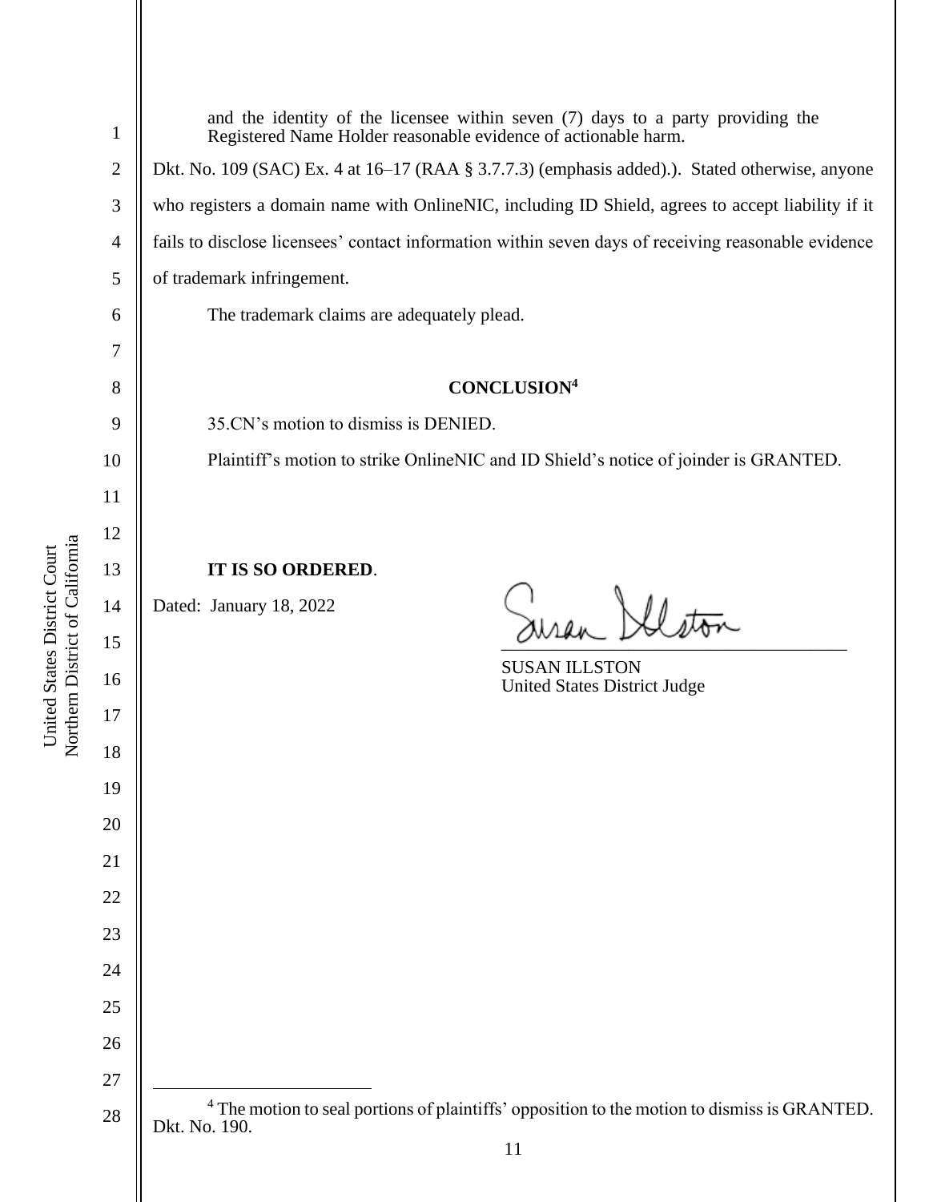and the identity of the licensee within seven (7) days to a party providing the Registered Name Holder reasonable evidence of actionable harm.

Dkt. No. 109 (SAC) Ex. 4 at 16–17 (RAA § 3.7.7.3) (emphasis added).). Stated otherwise, anyone who registers a domain name with OnlineNIC, including ID Shield, agrees to accept liability if it fails to disclose licensees' contact information within seven days of receiving reasonable evidence of trademark infringement.

The trademark claims are adequately plead.

## CONCLUSION[4]

35.CN's motion to dismiss is DENIED.

Plaintiff's motion to strike OnlineNIC and ID Shield's notice of joinder is GRANTED.

**IT IS SO ORDERED**.

Dated: January 18, 2022

SUSAN ILLSTON
United States District Judge

[4] The motion to seal portions of plaintiffs' opposition to the motion to dismiss is GRANTED. Dkt. No. 190.